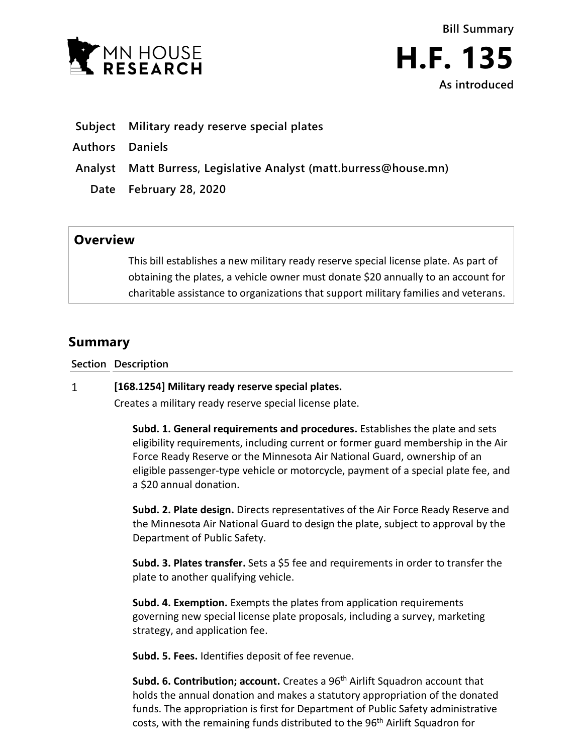Bill Summary

# H.F. 135

As introduced

**Subject** Military ready reserve special plates

**Authors** Daniels

**Analyst** Matt Burress, Legislative Analyst (matt.burress@house.mn)

**Date** February 28, 2020

## Overview

This bill establishes a new military ready reserve special license plate. As part of obtaining the plates, a vehicle owner must donate $20 annually to an account for charitable assistance to organizations that support military families and veterans.

## Summary

| Section | Description |
|---|---|

**1** **[168.1254] Military ready reserve special plates.**

Creates a military ready reserve special license plate.

**Subd. 1. General requirements and procedures.** Establishes the plate and sets eligibility requirements, including current or former guard membership in the Air Force Ready Reserve or the Minnesota Air National Guard, ownership of an eligible passenger-type vehicle or motorcycle, payment of a special plate fee, and a $20 annual donation.

**Subd. 2. Plate design.** Directs representatives of the Air Force Ready Reserve and the Minnesota Air National Guard to design the plate, subject to approval by the Department of Public Safety.

**Subd. 3. Plates transfer.** Sets a $5 fee and requirements in order to transfer the plate to another qualifying vehicle.

**Subd. 4. Exemption.** Exempts the plates from application requirements governing new special license plate proposals, including a survey, marketing strategy, and application fee.

**Subd. 5. Fees.** Identifies deposit of fee revenue.

**Subd. 6. Contribution; account.** Creates a 96th Airlift Squadron account that holds the annual donation and makes a statutory appropriation of the donated funds. The appropriation is first for Department of Public Safety administrative costs, with the remaining funds distributed to the 96th Airlift Squadron for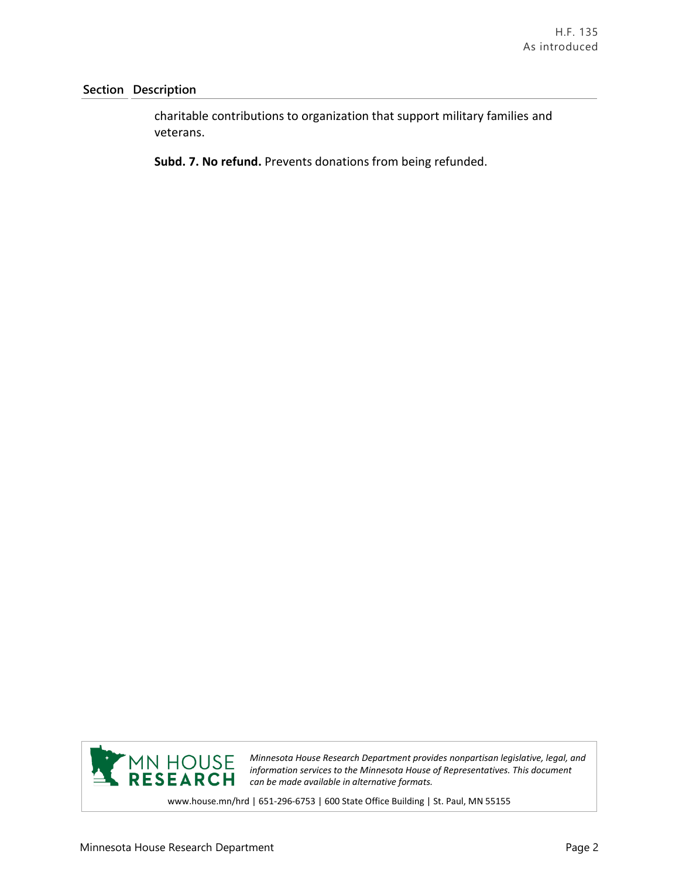| Section | Description |
|---|---|
| | charitable contributions to organization that support military families and veterans. |
| | **Subd. 7. No refund.** Prevents donations from being refunded. |

*Minnesota House Research Department provides nonpartisan legislative, legal, and information services to the Minnesota House of Representatives. This document can be made available in alternative formats.*

www.house.mn/hrd | 651-296-6753 | 600 State Office Building | St. Paul, MN 55155